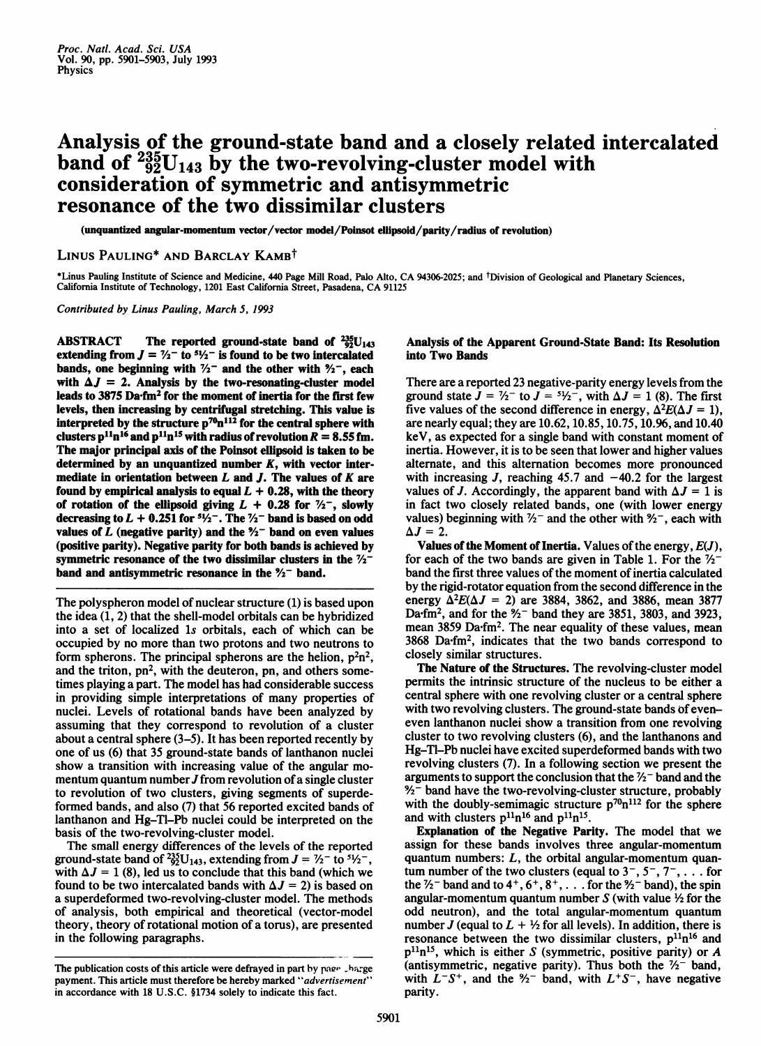# Analysis of the ground-state band and a closely related intercalated band of $^{235}_{92}U_{143}$ by the two-revolving-cluster model with consideration of symmetric and antisymmetric resonance of the two dissimilar clusters

(unquantized angular-momentum vector/vector model/Poinsot ellipsoid/parity/radius of revolution)

LINUS PAULING* AND BARCLAY KAMB†

*Linus Pauling Institute of Science and Medicine, 440 Page Mill Road, Palo Alto, CA 94306-2025; and †Division of Geological and Planetary Sciences, California Institute of Technology, 1201 East California Street, Pasadena, CA 91125

*Contributed by Linus Pauling, March 5, 1993*

**ABSTRACT** The reported ground-state band of $^{235}_{92}U_{143}$ extending from $J = 7/2^-$ to $51/2^-$ is found to be two intercalated bands, one beginning with $7/2^-$ and the other with $9/2^-$, each with $\Delta J = 2$. Analysis by the two-resonating-cluster model leads to 3875 Da·fm² for the moment of inertia for the first few levels, then increasing by centrifugal stretching. This value is interpreted by the structure $p^{70}n^{112}$ for the central sphere with clusters $p^{11}n^{16}$ and $p^{11}n^{15}$ with radius of revolution $R = 8.55$ fm. The major principal axis of the Poinsot ellipsoid is taken to be determined by an unquantized number $K$, with vector intermediate in orientation between $L$ and $J$. The values of $K$ are found by empirical analysis to equal $L + 0.28$, with the theory of rotation of the ellipsoid giving $L + 0.28$ for $7/2^-$, slowly decreasing to $L + 0.251$ for $51/2^-$. The $7/2^-$ band is based on odd values of $L$ (negative parity) and the $9/2^-$ band on even values (positive parity). Negative parity for both bands is achieved by symmetric resonance of the two dissimilar clusters in the $7/2^-$ band and antisymmetric resonance in the $9/2^-$ band.

The polyspheron model of nuclear structure (1) is based upon the idea (1, 2) that the shell-model orbitals can be hybridized into a set of localized 1s orbitals, each of which can be occupied by no more than two protons and two neutrons to form spherons. The principal spherons are the helion, $p^2n^2$, and the triton, $pn^2$, with the deuteron, pn, and others sometimes playing a part. The model has had considerable success in providing simple interpretations of many properties of nuclei. Levels of rotational bands have been analyzed by assuming that they correspond to revolution of a cluster about a central sphere (3–5). It has been reported recently by one of us (6) that 35 ground-state bands of lanthanon nuclei show a transition with increasing value of the angular momentum quantum number $J$ from revolution of a single cluster to revolution of two clusters, giving segments of superdeformed bands, and also (7) that 56 reported excited bands of lanthanon and Hg–Tl–Pb nuclei could be interpreted on the basis of the two-revolving-cluster model.

The small energy differences of the levels of the reported ground-state band of $^{235}_{92}U_{143}$, extending from $J = 7/2^-$ to $51/2^-$, with $\Delta J = 1$ (8), led us to conclude that this band (which we found to be two intercalated bands with $\Delta J = 2$) is based on a superdeformed two-revolving-cluster model. The methods of analysis, both empirical and theoretical (vector-model theory, theory of rotational motion of a torus), are presented in the following paragraphs.

The publication costs of this article were defrayed in part by page charge payment. This article must therefore be hereby marked "*advertisement*" in accordance with 18 U.S.C. §1734 solely to indicate this fact.

## Analysis of the Apparent Ground-State Band: Its Resolution into Two Bands

There are a reported 23 negative-parity energy levels from the ground state $J = 7/2^-$ to $J = 51/2^-$, with $\Delta J = 1$ (8). The first five values of the second difference in energy, $\Delta^2E(\Delta J = 1)$, are nearly equal; they are 10.62, 10.85, 10.75, 10.96, and 10.40 keV, as expected for a single band with constant moment of inertia. However, it is to be seen that lower and higher values alternate, and this alternation becomes more pronounced with increasing $J$, reaching 45.7 and −40.2 for the largest values of $J$. Accordingly, the apparent band with $\Delta J = 1$ is in fact two closely related bands, one (with lower energy values) beginning with $7/2^-$ and the other with $9/2^-$, each with $\Delta J = 2$.

**Values of the Moment of Inertia.** Values of the energy, $E(J)$, for each of the two bands are given in Table 1. For the $7/2^-$ band the first three values of the moment of inertia calculated by the rigid-rotator equation from the second difference in the energy $\Delta^2E(\Delta J = 2)$ are 3884, 3862, and 3886, mean 3877 Da·fm², and for the $9/2^-$ band they are 3851, 3803, and 3923, mean 3859 Da·fm². The near equality of these values, mean 3868 Da·fm², indicates that the two bands correspond to closely similar structures.

**The Nature of the Structures.** The revolving-cluster model permits the intrinsic structure of the nucleus to be either a central sphere with one revolving cluster or a central sphere with two revolving clusters. The ground-state bands of even–even lanthanon nuclei show a transition from one revolving cluster to two revolving clusters (6), and the lanthanons and Hg–Tl–Pb nuclei have excited superdeformed bands with two revolving clusters (7). In a following section we present the arguments to support the conclusion that the $7/2^-$ band and the $9/2^-$ band have the two-revolving-cluster structure, probably with the doubly-semimagic structure $p^{70}n^{112}$ for the sphere and with clusters $p^{11}n^{16}$ and $p^{11}n^{15}$.

**Explanation of the Negative Parity.** The model that we assign for these bands involves three angular-momentum quantum numbers: $L$, the orbital angular-momentum quantum number of the two clusters (equal to $3^-, 5^-, 7^-, \ldots$ for the $7/2^-$ band and to $4^+, 6^+, 8^+, \ldots$ for the $9/2^-$ band), the spin angular-momentum quantum number $S$ (with value ½ for the odd neutron), and the total angular-momentum quantum number $J$ (equal to $L + 1/2$ for all levels). In addition, there is resonance between the two dissimilar clusters, $p^{11}n^{16}$ and $p^{11}n^{15}$, which is either S (symmetric, positive parity) or A (antisymmetric, negative parity). Thus both the $7/2^-$ band, with $L^-S^+$, and the $9/2^-$ band, with $L^+S^-$, have negative parity.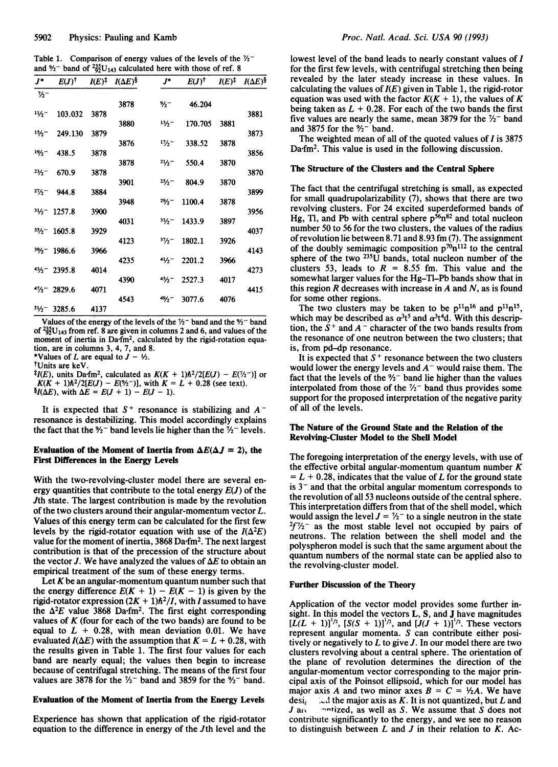Table 1. Comparison of energy values of the levels of the $\frac{7}{2}^-$ and $\frac{9}{2}^-$ band of $^{235}_{92}U_{143}$ calculated here with those of ref. 8

| $J$* | $E(J)$† | $I(E)$‡ | $I(\Delta E)$§ | $J$* | $E(J)$† | $I(E)$‡ | $I(\Delta E)$§ |
|---|---|---|---|---|---|---|---|
| $\frac{7}{2}^-$ | | | | | | | |
| | | | 3878 | $\frac{9}{2}^-$ | 46.204 | | |
| $\frac{11}{2}^-$ | 103.032 | 3878 | | | | | 3881 |
| | | | 3880 | $\frac{13}{2}^-$ | 170.705 | 3881 | |
| $\frac{15}{2}^-$ | 249.130 | 3879 | | | | | 3873 |
| | | | 3876 | $\frac{17}{2}^-$ | 338.52 | 3878 | |
| $\frac{19}{2}^-$ | 438.5 | 3878 | | | | | 3856 |
| | | | 3878 | $\frac{21}{2}^-$ | 550.4 | 3870 | |
| $\frac{23}{2}^-$ | 670.9 | 3878 | | | | | 3870 |
| | | | 3901 | $\frac{25}{2}^-$ | 804.9 | 3870 | |
| $\frac{27}{2}^-$ | 944.8 | 3884 | | | | | 3899 |
| | | | 3948 | $\frac{29}{2}^-$ | 1100.4 | 3878 | |
| $\frac{31}{2}^-$ | 1257.8 | 3900 | | | | | 3956 |
| | | | 4031 | $\frac{33}{2}^-$ | 1433.9 | 3897 | |
| $\frac{35}{2}^-$ | 1605.8 | 3929 | | | | | 4037 |
| | | | 4123 | $\frac{37}{2}^-$ | 1802.1 | 3926 | |
| $\frac{39}{2}^-$ | 1986.6 | 3966 | | | | | 4143 |
| | | | 4235 | $\frac{41}{2}^-$ | 2201.2 | 3966 | |
| $\frac{43}{2}^-$ | 2395.8 | 4014 | | | | | 4273 |
| | | | 4390 | $\frac{45}{2}^-$ | 2527.3 | 4017 | |
| $\frac{47}{2}^-$ | 2829.6 | 4071 | | | | | 4415 |
| | | | 4543 | $\frac{49}{2}^-$ | 3077.6 | 4076 | |
| $\frac{51}{2}^-$ | 3285.6 | 4137 | | | | | |

Values of the energy of the levels of the $\frac{7}{2}^-$ band and the $\frac{9}{2}^-$ band of $^{235}_{92}U_{143}$ from ref. 8 are given in columns 2 and 6, and values of the moment of inertia in Da·fm², calculated by the rigid-rotation equation, are in columns 3, 4, 7, and 8.

*Values of $L$ are equal to $J - \frac{1}{2}$.

†Units are keV.

‡$I(E)$, units Da·fm², calculated as $K(K+1)\hbar^2/2[E(J) - E(\frac{7}{2}^-)]$ or $K(K+1)\hbar^2/2[E(J) - E(\frac{9}{2}^-)]$, with $K = L + 0.28$ (see text).

§$I(\Delta E)$, with $\Delta E = E(J+1) - E(J-1)$.

It is expected that $S^+$ resonance is stabilizing and $A^-$ resonance is destabilizing. This model accordingly explains the fact that the $\frac{9}{2}^-$ band levels lie higher than the $\frac{7}{2}^-$ levels.

### Evaluation of the Moment of Inertia from $\Delta E(\Delta J = 2)$, the First Differences in the Energy Levels

With the two-revolving-cluster model there are several energy quantities that contribute to the total energy $E(J)$ of the $J$th state. The largest contribution is made by the revolution of the two clusters around their angular-momentum vector $L$. Values of this energy term can be calculated for the first few levels by the rigid-rotator equation with use of the $I(\Delta^2 E)$ value for the moment of inertia, 3868 Da·fm². The next largest contribution is that of the precession of the structure about the vector $J$. We have analyzed the values of $\Delta E$ to obtain an empirical treatment of the sum of these energy terms.

Let $K$ be an angular-momentum quantum number such that the energy difference $E(K+1) - E(K-1)$ is given by the rigid-rotator expression $(2K+1)\hbar^2/I$, with $I$ assumed to have the $\Delta^2 E$ value 3868 Da·fm². The first eight corresponding values of $K$ (four for each of the two bands) are found to be equal to $L + 0.28$, with mean deviation 0.01. We have evaluated $I(\Delta E)$ with the assumption that $K = L + 0.28$, with the results given in Table 1. The first four values for each band are nearly equal; the values then begin to increase because of centrifugal stretching. The means of the first four values are 3878 for the $\frac{7}{2}^-$ band and 3859 for the $\frac{9}{2}^-$ band.

### Evaluation of the Moment of Inertia from the Energy Levels

Experience has shown that application of the rigid-rotator equation to the difference in energy of the $J$th level and the lowest level of the band leads to nearly constant values of $I$ for the first few levels, with centrifugal stretching then being revealed by the later steady increase in these values. In calculating the values of $I(E)$ given in Table 1, the rigid-rotor equation was used with the factor $K(K+1)$, the values of $K$ being taken as $L + 0.28$. For each of the two bands the first five values are nearly the same, mean 3879 for the $\frac{7}{2}^-$ band and 3875 for the $\frac{9}{2}^-$ band.

The weighted mean of all of the quoted values of $I$ is 3875 Da·fm². This value is used in the following discussion.

### The Structure of the Clusters and the Central Sphere

The fact that the centrifugal stretching is small, as expected for small quadrupolarizability (7), shows that there are two revolving clusters. For 24 excited superdeformed bands of Hg, Tl, and Pb with central sphere $p^{56}n^{82}$ and total nucleon number 50 to 56 for the two clusters, the values of the radius of revolution lie between 8.71 and 8.93 fm (7). The assignment of the doubly semimagic composition $p^{70}n^{112}$ to the central sphere of the two $^{235}U$ bands, total nucleon number of the clusters 53, leads to $R$ = 8.55 fm. This value and the somewhat larger values for the Hg–Tl–Pb bands show that in this region $R$ decreases with increase in $A$ and $N$, as is found for some other regions.

The two clusters may be taken to be $p^{11}n^{16}$ and $p^{11}n^{15}$, which may be described as $\alpha^3t^5$ and $\alpha^3t^4d$. With this description, the $S^+$ and $A^-$ character of the two bands results from the resonance of one neutron between the two clusters; that is, from pd–dp resonance.

It is expected that $S^+$ resonance between the two clusters would lower the energy levels and $A^-$ would raise them. The fact that the levels of the $\frac{9}{2}^-$ band lie higher than the values interpolated from those of the $\frac{7}{2}^-$ band thus provides some support for the proposed interpretation of the negative parity of all of the levels.

### The Nature of the Ground State and the Relation of the Revolving-Cluster Model to the Shell Model

The foregoing interpretation of the energy levels, with use of the effective orbital angular-momentum quantum number $K = L + 0.28$, indicates that the value of $L$ for the ground state is $3^-$ and that the orbital angular momentum corresponds to the revolution of all 53 nucleons outside of the central sphere. This interpretation differs from that of the shell model, which would assign the level $J = \frac{7}{2}^-$ to a single neutron in the state $^2f\frac{7}{2}^-$ as the most stable level not occupied by pairs of neutrons. The relation between the shell model and the polyspheron model is such that the same argument about the quantum numbers of the normal state can be applied also to the revolving-cluster model.

### Further Discussion of the Theory

Application of the vector model provides some further insight. In this model the vectors **L**, **S**, and **J** have magnitudes $[L(L+1)]^{1/2}$, $[S(S+1)]^{1/2}$, and $[J(J+1)]^{1/2}$. These vectors represent angular momenta. $S$ can contribute either positively or negatively to $L$ to give $J$. In our model there are two clusters revolving about a central sphere. The orientation of the plane of revolution determines the direction of the angular-momentum vector corresponding to the major principal axis of the Poinsot ellipsoid, which for our model has major axis $A$ and two minor axes $B = C = \frac{1}{2}A$. We have desi… the major axis as $K$. It is not quantized, but $L$ and $J$ ar… …ntized, as well as $S$. We assume that $S$ does not contribute significantly to the energy, and we see no reason to distinguish between $L$ and $J$ in their relation to $K$. Ac-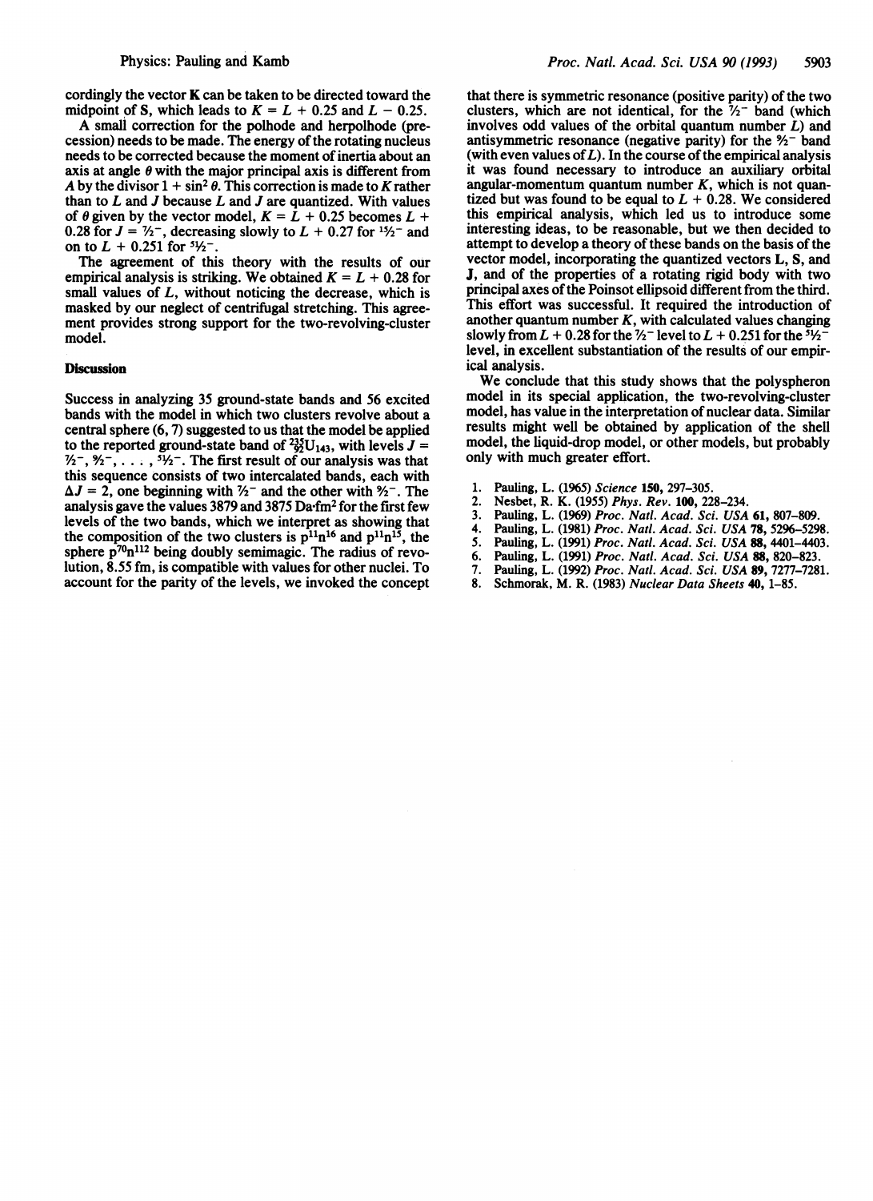cordingly the vector **K** can be taken to be directed toward the midpoint of **S**, which leads to $K = L + 0.25$ and $L - 0.25$.

A small correction for the polhode and herpolhode (precession) needs to be made. The energy of the rotating nucleus needs to be corrected because the moment of inertia about an axis at angle $\theta$ with the major principal axis is different from $A$ by the divisor $1 + \sin^2\theta$. This correction is made to $K$ rather than to $L$ and $J$ because $L$ and $J$ are quantized. With values of $\theta$ given by the vector model, $K = L + 0.25$ becomes $L + 0.28$ for $J = {}^7\!/\!_2{}^-$, decreasing slowly to $L + 0.27$ for ${}^{15}\!/\!_2{}^-$ and on to $L + 0.251$ for ${}^{51}\!/\!_2{}^-$.

The agreement of this theory with the results of our empirical analysis is striking. We obtained $K = L + 0.28$ for small values of $L$, without noticing the decrease, which is masked by our neglect of centrifugal stretching. This agreement provides strong support for the two-revolving-cluster model.

## Discussion

Success in analyzing 35 ground-state bands and 56 excited bands with the model in which two clusters revolve about a central sphere (6, 7) suggested to us that the model be applied to the reported ground-state band of ${}^{235}_{92}U_{143}$, with levels $J = {}^7\!/\!_2{}^-, {}^9\!/\!_2{}^-, \ldots, {}^{51}\!/\!_2{}^-$. The first result of our analysis was that this sequence consists of two intercalated bands, each with $\Delta J = 2$, one beginning with ${}^7\!/\!_2{}^-$ and the other with ${}^9\!/\!_2{}^-$. The analysis gave the values 3879 and 3875 Da·fm² for the first few levels of the two bands, which we interpret as showing that the composition of the two clusters is $p^{11}n^{16}$ and $p^{11}n^{15}$, the sphere $p^{70}n^{112}$ being doubly semimagic. The radius of revolution, 8.55 fm, is compatible with values for other nuclei. To account for the parity of the levels, we invoked the concept that there is symmetric resonance (positive parity) of the two clusters, which are not identical, for the ${}^7\!/\!_2{}^-$ band (which involves odd values of the orbital quantum number $L$) and antisymmetric resonance (negative parity) for the ${}^9\!/\!_2{}^-$ band (with even values of $L$). In the course of the empirical analysis it was found necessary to introduce an auxiliary orbital angular-momentum quantum number $K$, which is not quantized but was found to be equal to $L + 0.28$. We considered this empirical analysis, which led us to introduce some interesting ideas, to be reasonable, but we then decided to attempt to develop a theory of these bands on the basis of the vector model, incorporating the quantized vectors **L**, **S**, and **J**, and of the properties of a rotating rigid body with two principal axes of the Poinsot ellipsoid different from the third. This effort was successful. It required the introduction of another quantum number $K$, with calculated values changing slowly from $L + 0.28$ for the ${}^7\!/\!_2{}^-$ level to $L + 0.251$ for the ${}^{51}\!/\!_2{}^-$ level, in excellent substantiation of the results of our empirical analysis.

We conclude that this study shows that the polyspheron model in its special application, the two-revolving-cluster model, has value in the interpretation of nuclear data. Similar results might well be obtained by application of the shell model, the liquid-drop model, or other models, but probably only with much greater effort.

1. Pauling, L. (1965) *Science* **150,** 297–305.
2. Nesbet, R. K. (1955) *Phys. Rev.* **100,** 228–234.
3. Pauling, L. (1969) *Proc. Natl. Acad. Sci. USA* **61,** 807–809.
4. Pauling, L. (1981) *Proc. Natl. Acad. Sci. USA* **78,** 5296–5298.
5. Pauling, L. (1991) *Proc. Natl. Acad. Sci. USA* **88,** 4401–4403.
6. Pauling, L. (1991) *Proc. Natl. Acad. Sci. USA* **88,** 820–823.
7. Pauling, L. (1992) *Proc. Natl. Acad. Sci. USA* **89,** 7277–7281.
8. Schmorak, M. R. (1983) *Nuclear Data Sheets* **40,** 1–85.